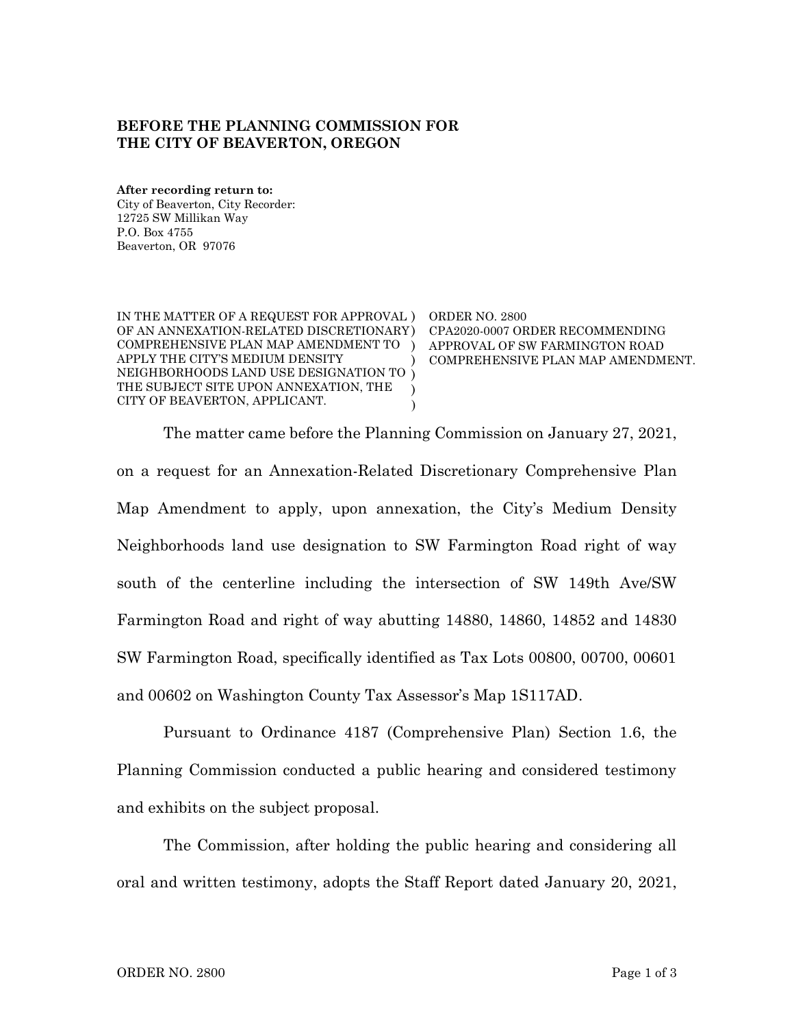**BEFORE THE PLANNING COMMISSION FOR THE CITY OF BEAVERTON, OREGON**

**After recording return to:**
City of Beaverton, City Recorder:
12725 SW Millikan Way
P.O. Box 4755
Beaverton, OR 97076

| | |
|---|---|
| IN THE MATTER OF A REQUEST FOR APPROVAL OF AN ANNEXATION-RELATED DISCRETIONARY COMPREHENSIVE PLAN MAP AMENDMENT TO APPLY THE CITY'S MEDIUM DENSITY NEIGHBORHOODS LAND USE DESIGNATION TO THE SUBJECT SITE UPON ANNEXATION, THE CITY OF BEAVERTON, APPLICANT. | ORDER NO. 2800<br>CPA2020-0007 ORDER RECOMMENDING APPROVAL OF SW FARMINGTON ROAD COMPREHENSIVE PLAN MAP AMENDMENT. |

The matter came before the Planning Commission on January 27, 2021, on a request for an Annexation-Related Discretionary Comprehensive Plan Map Amendment to apply, upon annexation, the City's Medium Density Neighborhoods land use designation to SW Farmington Road right of way south of the centerline including the intersection of SW 149th Ave/SW Farmington Road and right of way abutting 14880, 14860, 14852 and 14830 SW Farmington Road, specifically identified as Tax Lots 00800, 00700, 00601 and 00602 on Washington County Tax Assessor's Map 1S117AD.

Pursuant to Ordinance 4187 (Comprehensive Plan) Section 1.6, the Planning Commission conducted a public hearing and considered testimony and exhibits on the subject proposal.

The Commission, after holding the public hearing and considering all oral and written testimony, adopts the Staff Report dated January 20, 2021,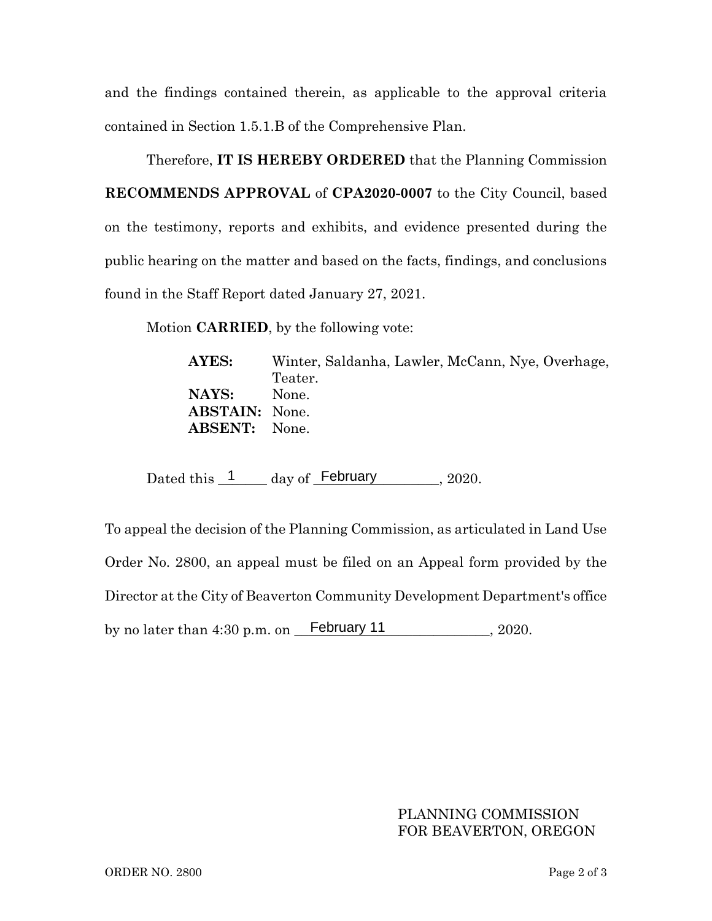and the findings contained therein, as applicable to the approval criteria contained in Section 1.5.1.B of the Comprehensive Plan.

Therefore, **IT IS HEREBY ORDERED** that the Planning Commission **RECOMMENDS APPROVAL** of **CPA2020-0007** to the City Council, based on the testimony, reports and exhibits, and evidence presented during the public hearing on the matter and based on the facts, findings, and conclusions found in the Staff Report dated January 27, 2021.

Motion **CARRIED**, by the following vote:

**AYES:** Winter, Saldanha, Lawler, McCann, Nye, Overhage, Teater.
**NAYS:** None.
**ABSTAIN:** None.
**ABSENT:** None.

Dated this 1 day of February, 2020.

To appeal the decision of the Planning Commission, as articulated in Land Use Order No. 2800, an appeal must be filed on an Appeal form provided by the Director at the City of Beaverton Community Development Department's office by no later than 4:30 p.m. on February 11, 2020.

PLANNING COMMISSION
FOR BEAVERTON, OREGON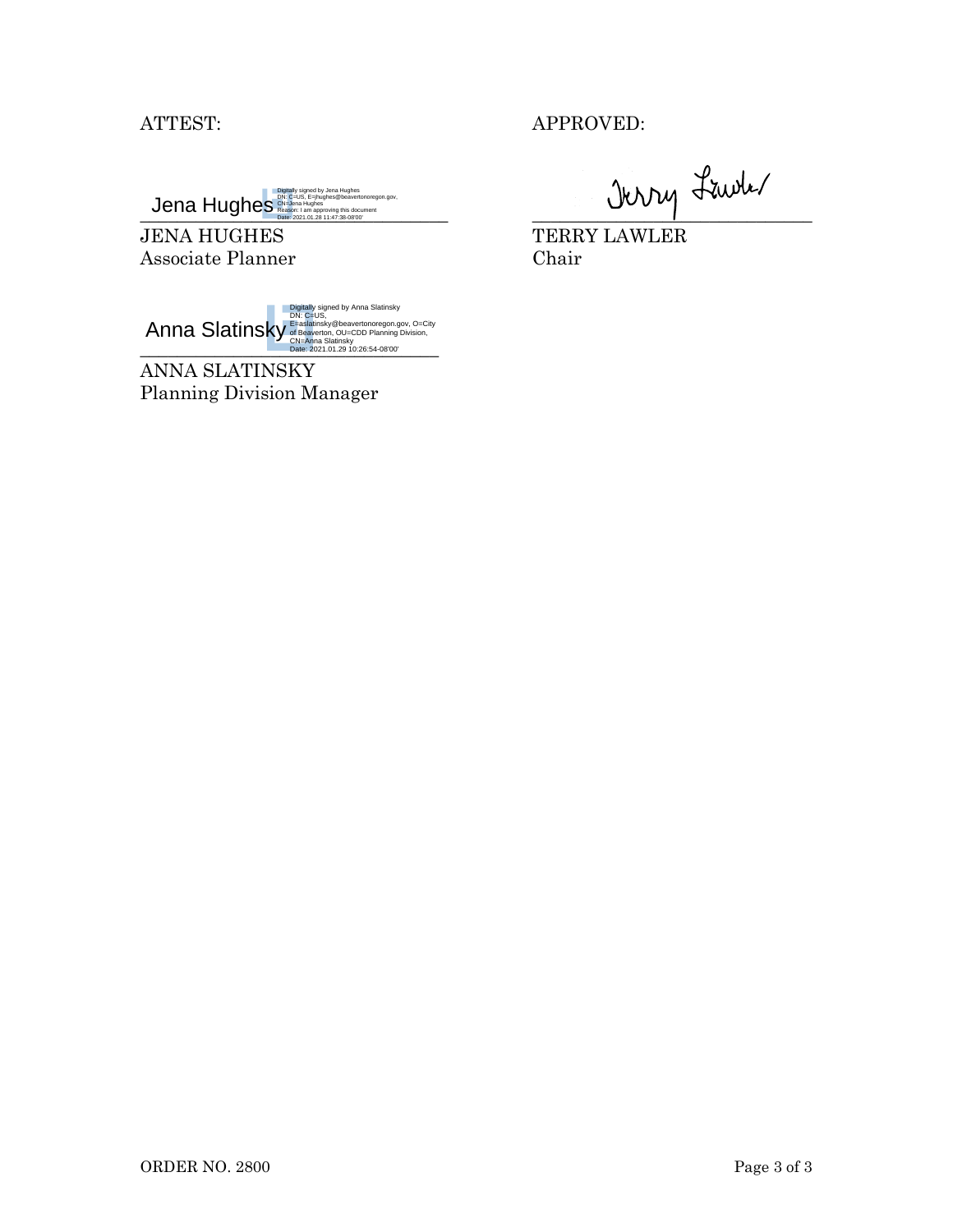ATTEST:

Jena Hughes

Digitally signed by Jena Hughes
DN: C=US, E=jhughes@beavertonoregon.gov, CN=Jena Hughes
Reason: I am approving this document
Date: 2021.01.28 11:47:38-08'00'

JENA HUGHES
Associate Planner

Anna Slatinsky

Digitally signed by Anna Slatinsky
DN: C=US, E=aslatinsky@beavertonoregon.gov, O=City of Beaverton, OU=CDD Planning Division, CN=Anna Slatinsky
Date: 2021.01.29 10:26:54-08'00'

ANNA SLATINSKY
Planning Division Manager

APPROVED:

Terry Lawler

TERRY LAWLER
Chair

ORDER NO. 2800